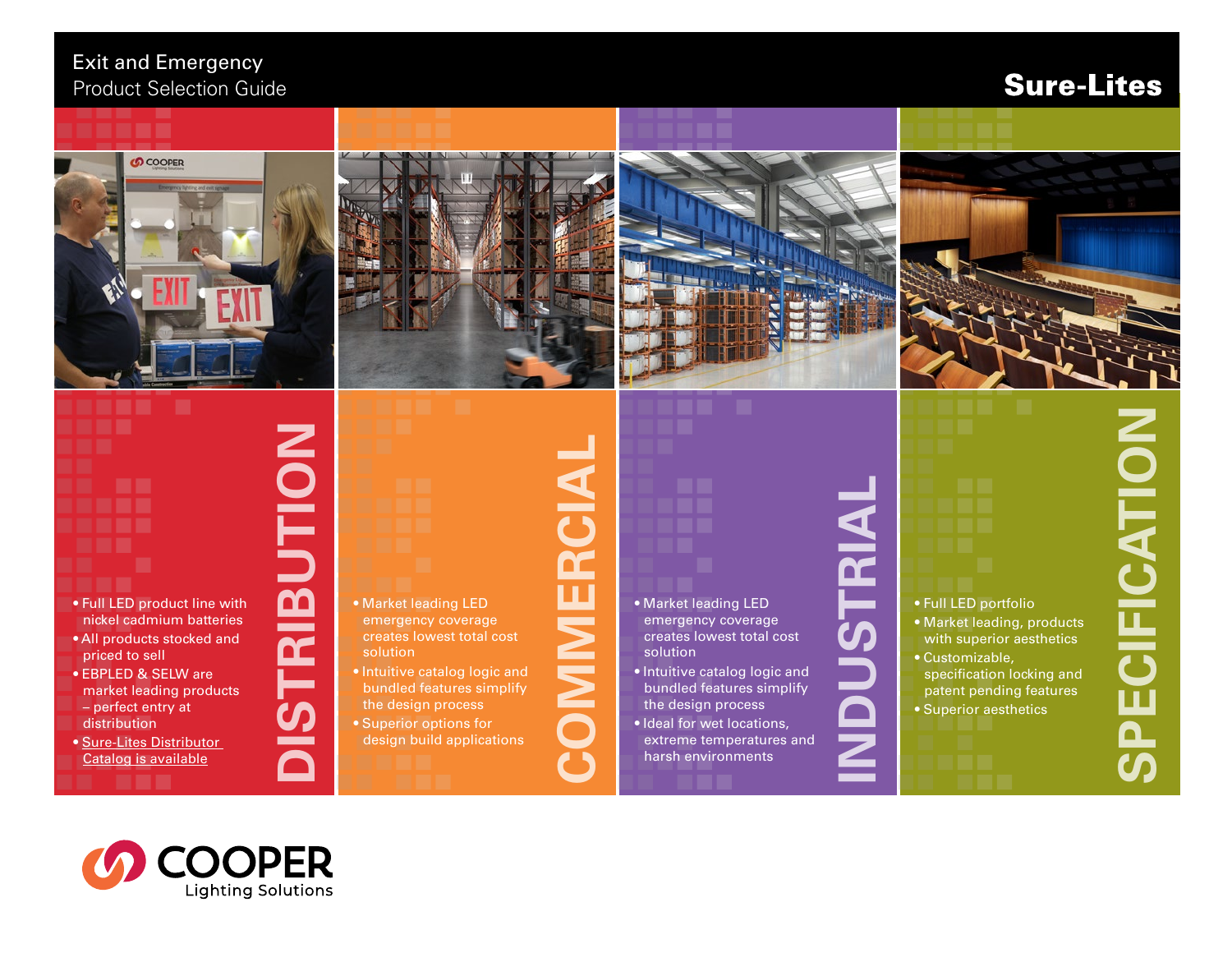# Exit and Emergency Product Selection Guide

**Sure-Lites**

## DISTRIBUTION

- Full LED product line with nickel cadmium batteries
- All products stocked and priced to sell
- EBPLED & SELW are market leading products – perfect entry at distribution
- Sure-Lites Distributor Catalog is available

## COMMERCIAL

- Market leading LED emergency coverage creates lowest total cost solution
- Intuitive catalog logic and bundled features simplify the design process
- Superior options for design build applications

## INDUSTRIAL

- Market leading LED emergency coverage creates lowest total cost solution
- Intuitive catalog logic and bundled features simplify the design process
- Ideal for wet locations, extreme temperatures and harsh environments

## SPECIFICATION

- Full LED portfolio
- Market leading, products with superior aesthetics
- Customizable, specification locking and patent pending features
- Superior aesthetics

COOPER Lighting Solutions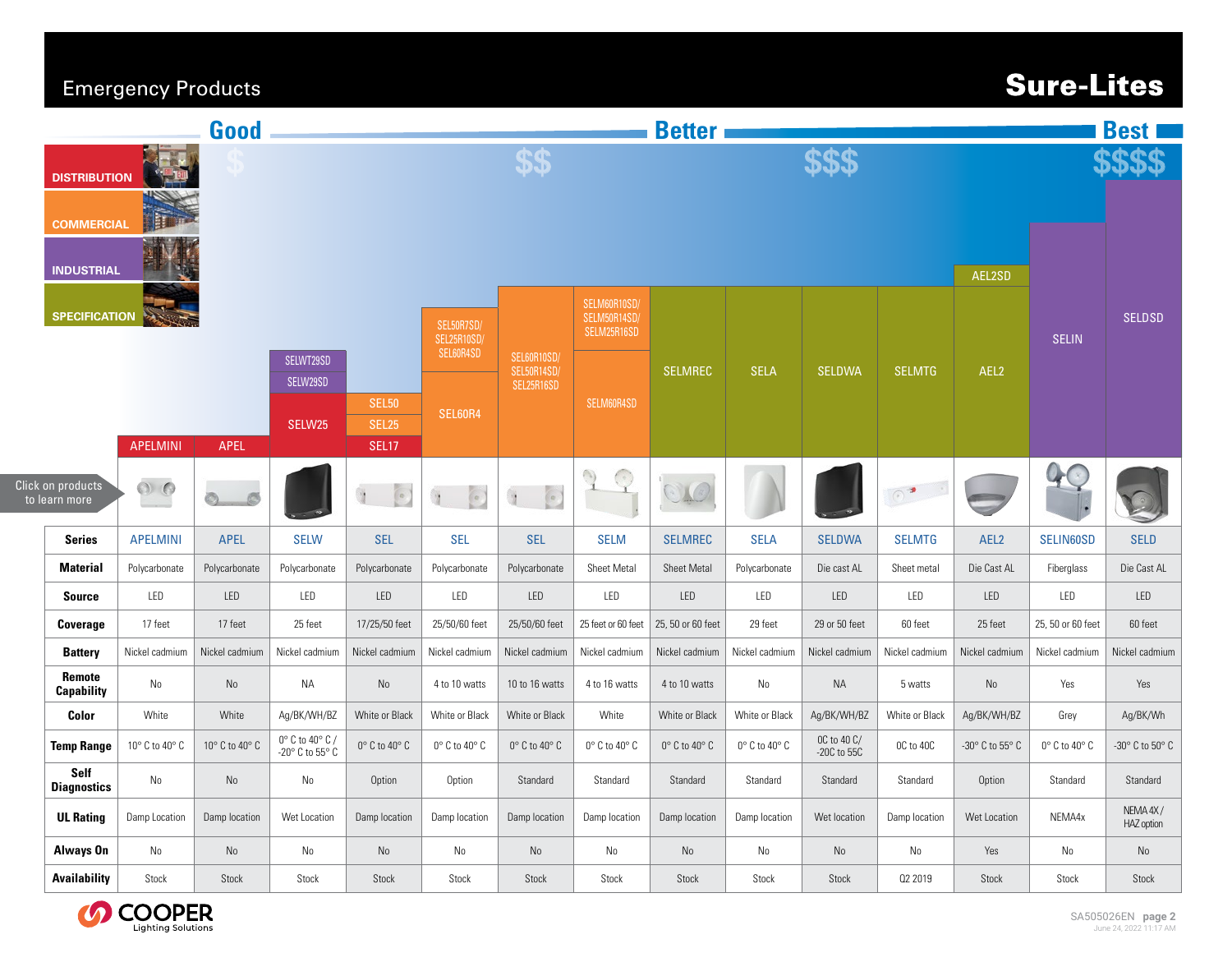# Emergency Products

## Sure-Lites

Good — $ | Better — $$ / $$$ | Best — $$$$

DISTRIBUTION | COMMERCIAL | INDUSTRIAL | SPECIFICATION

Products by segment (bar chart labels, left to right): APELMINI, APEL, SELW25 / SELW29SD / SELWT29SD, SEL17 / SEL25 / SEL50, SEL60R4 / SEL60R4SD / SEL25R10SD / SEL50R7SD, SEL60R10SD / SEL50R14SD / SEL25R16SD, SELM60R4SD / SELM60R10SD / SELM50R14SD / SELM25R16SD, SELMREC, SELA, SELDWA, SELMTG, AEL2 / AEL2SD, SELIN, SELDSD

Click on products to learn more

| Series | APELMINI | APEL | SELW | SEL | SEL | SEL | SELM | SELMREC | SELA | SELDWA | SELMTG | AEL2 | SELIN60SD | SELD |
|---|---|---|---|---|---|---|---|---|---|---|---|---|---|---|
| Material | Polycarbonate | Polycarbonate | Polycarbonate | Polycarbonate | Polycarbonate | Polycarbonate | Sheet Metal | Sheet Metal | Polycarbonate | Die cast AL | Sheet metal | Die Cast AL | Fiberglass | Die Cast AL |
| Source | LED | LED | LED | LED | LED | LED | LED | LED | LED | LED | LED | LED | LED | LED |
| Coverage | 17 feet | 17 feet | 25 feet | 17/25/50 feet | 25/50/60 feet | 25/50/60 feet | 25 feet or 60 feet | 25, 50 or 60 feet | 29 feet | 29 or 50 feet | 60 feet | 25 feet | 25, 50 or 60 feet | 60 feet |
| Battery | Nickel cadmium | Nickel cadmium | Nickel cadmium | Nickel cadmium | Nickel cadmium | Nickel cadmium | Nickel cadmium | Nickel cadmium | Nickel cadmium | Nickel cadmium | Nickel cadmium | Nickel cadmium | Nickel cadmium | Nickel cadmium |
| Remote Capability | No | No | NA | No | 4 to 10 watts | 10 to 16 watts | 4 to 16 watts | 4 to 10 watts | No | NA | 5 watts | No | Yes | Yes |
| Color | White | White | Ag/BK/WH/BZ | White or Black | White or Black | White or Black | White | White or Black | White or Black | Ag/BK/WH/BZ | White or Black | Ag/BK/WH/BZ | Grey | Ag/BK/Wh |
| Temp Range | 10° C to 40° C | 10° C to 40° C | 0° C to 40° C / -20° C to 55° C | 0° C to 40° C | 0° C to 40° C | 0° C to 40° C | 0° C to 40° C | 0° C to 40° C | 0° C to 40° C | 0C to 40 C/ -20C to 55C | 0C to 40C | -30° C to 55° C | 0° C to 40° C | -30° C to 50° C |
| Self Diagnostics | No | No | No | Option | Option | Standard | Standard | Standard | Standard | Standard | Standard | Option | Standard | Standard |
| UL Rating | Damp Location | Damp location | Wet Location | Damp location | Damp location | Damp location | Damp location | Damp location | Damp location | Wet location | Damp location | Wet Location | NEMA4x | NEMA 4X / HAZ option |
| Always On | No | No | No | No | No | No | No | No | No | No | No | Yes | No | No |
| Availability | Stock | Stock | Stock | Stock | Stock | Stock | Stock | Stock | Stock | Stock | Q2 2019 | Stock | Stock | Stock |

COOPER Lighting Solutions

SA505026EN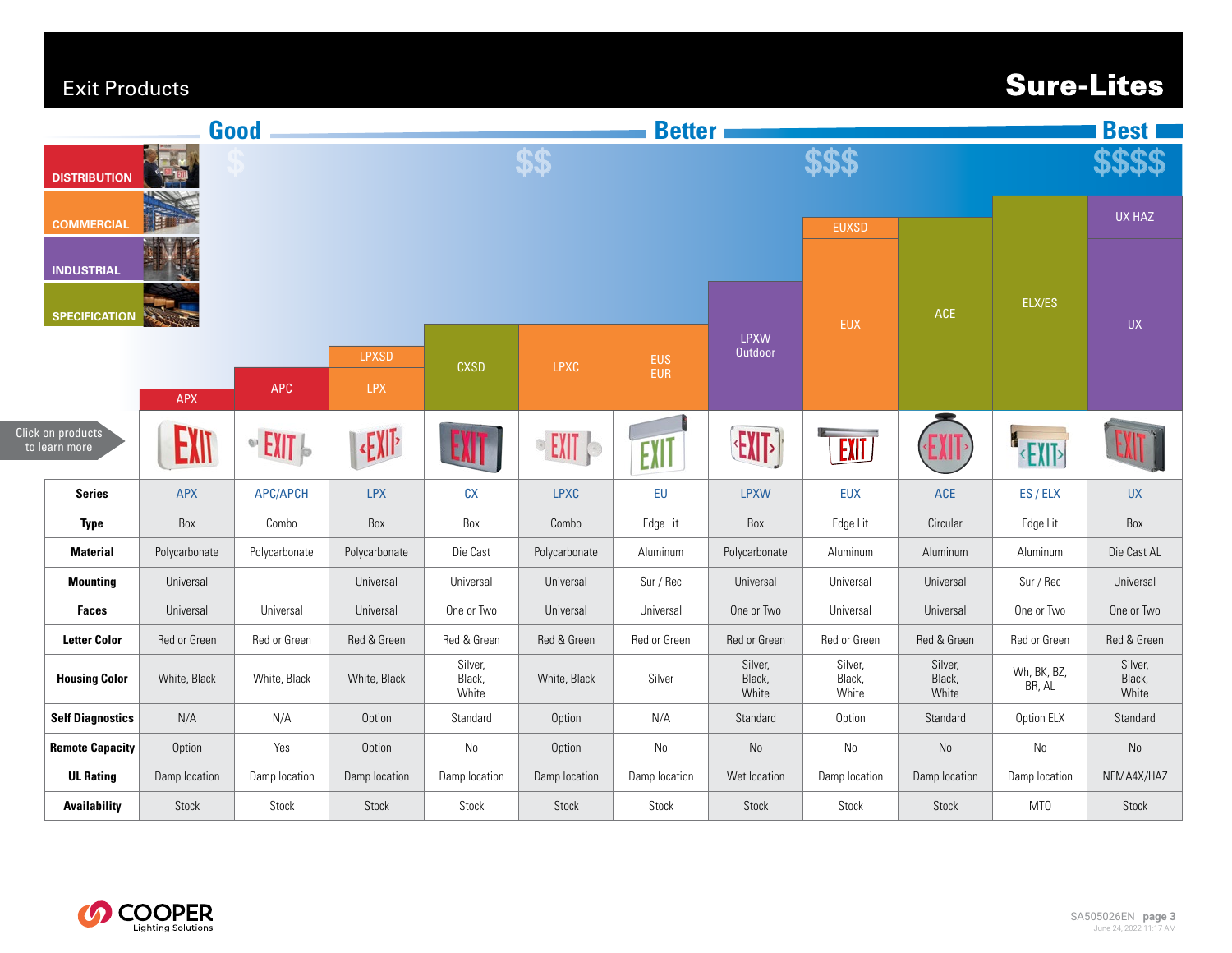# Exit Products

## Sure-Lites

Good — Better — Best

$ — $$ — $$$ — $$$$

DISTRIBUTION
COMMERCIAL
INDUSTRIAL
SPECIFICATION

| APX | APC | LPXSD / LPX | CXSD | LPXC | EUS / EUR | LPXW Outdoor | EUXSD / EUX | ACE | ELX/ES | UX HAZ / UX |
|---|---|---|---|---|---|---|---|---|---|---|

Click on products to learn more

| Series | APX | APC/APCH | LPX | CX | LPXC | EU | LPXW | EUX | ACE | ES / ELX | UX |
|---|---|---|---|---|---|---|---|---|---|---|---|
| **Type** | Box | Combo | Box | Box | Combo | Edge Lit | Box | Edge Lit | Circular | Edge Lit | Box |
| **Material** | Polycarbonate | Polycarbonate | Polycarbonate | Die Cast | Polycarbonate | Aluminum | Polycarbonate | Aluminum | Aluminum | Aluminum | Die Cast AL |
| **Mounting** | Universal | | Universal | Universal | Universal | Sur / Rec | Universal | Universal | Universal | Sur / Rec | Universal |
| **Faces** | Universal | Universal | Universal | One or Two | Universal | Universal | One or Two | Universal | Universal | One or Two | One or Two |
| **Letter Color** | Red or Green | Red or Green | Red & Green | Red & Green | Red & Green | Red or Green | Red or Green | Red or Green | Red & Green | Red or Green | Red & Green |
| **Housing Color** | White, Black | White, Black | White, Black | Silver, Black, White | White, Black | Silver | Silver, Black, White | Silver, Black, White | Silver, Black, White | Wh, BK, BZ, BR, AL | Silver, Black, White |
| **Self Diagnostics** | N/A | N/A | Option | Standard | Option | N/A | Standard | Option | Standard | Option ELX | Standard |
| **Remote Capacity** | Option | Yes | Option | No | Option | No | No | No | No | No | No |
| **UL Rating** | Damp location | Damp location | Damp location | Damp location | Damp location | Damp location | Wet location | Damp location | Damp location | Damp location | NEMA4X/HAZ |
| **Availability** | Stock | Stock | Stock | Stock | Stock | Stock | Stock | Stock | Stock | MTO | Stock |

COOPER Lighting Solutions

SA505026EN
June 24, 2022 11:17 AM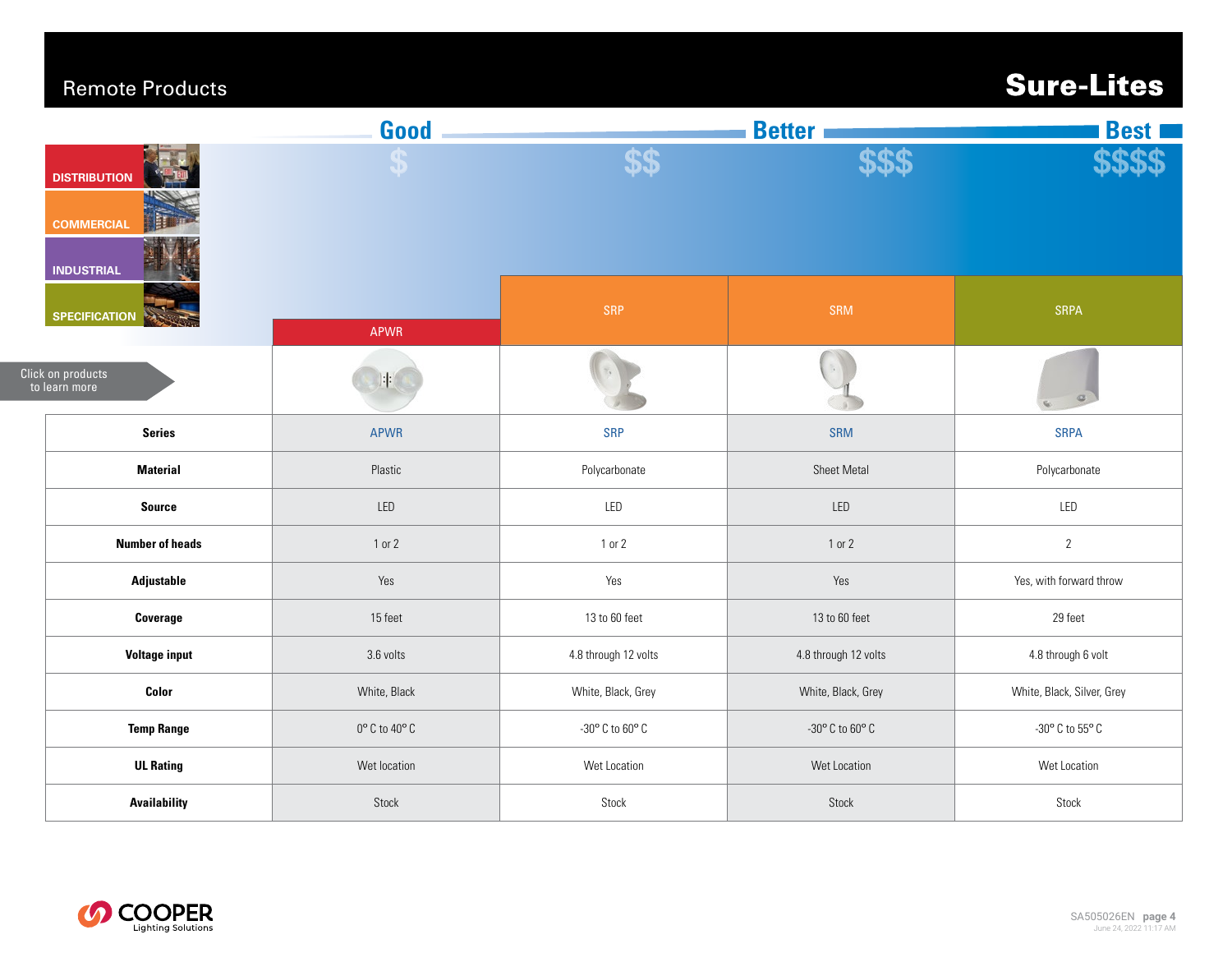# Remote Products

## Sure-Lites

Good — Better — Best

$ — $$ — $$$ — $$$$

DISTRIBUTION

COMMERCIAL

INDUSTRIAL

SPECIFICATION

Click on products to learn more

| | APWR | SRP | SRM | SRPA |
|---|---|---|---|---|
| **Series** | APWR | SRP | SRM | SRPA |
| **Material** | Plastic | Polycarbonate | Sheet Metal | Polycarbonate |
| **Source** | LED | LED | LED | LED |
| **Number of heads** | 1 or 2 | 1 or 2 | 1 or 2 | 2 |
| **Adjustable** | Yes | Yes | Yes | Yes, with forward throw |
| **Coverage** | 15 feet | 13 to 60 feet | 13 to 60 feet | 29 feet |
| **Voltage input** | 3.6 volts | 4.8 through 12 volts | 4.8 through 12 volts | 4.8 through 6 volt |
| **Color** | White, Black | White, Black, Grey | White, Black, Grey | White, Black, Silver, Grey |
| **Temp Range** | 0° C to 40° C | -30° C to 60° C | -30° C to 60° C | -30° C to 55° C |
| **UL Rating** | Wet location | Wet Location | Wet Location | Wet Location |
| **Availability** | Stock | Stock | Stock | Stock |

COOPER Lighting Solutions

SA505026EN June 24, 2022 11:17 AM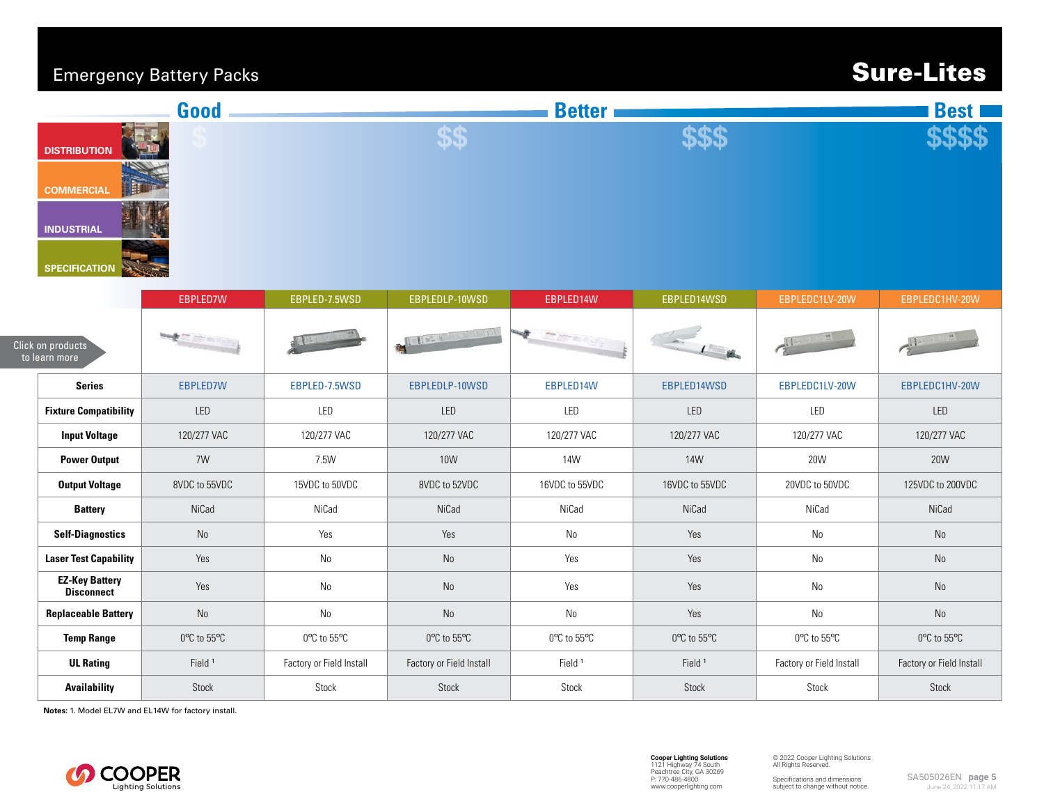# Emergency Battery Packs

## Sure-Lites

Good — Better — Best

$ — $$ — $$$ — $$$$

DISTRIBUTION

COMMERCIAL

INDUSTRIAL

SPECIFICATION

Click on products to learn more

| | EBPLED7W | EBPLED-7.5WSD | EBPLEDLP-10WSD | EBPLED14W | EBPLED14WSD | EBPLEDC1LV-20W | EBPLEDC1HV-20W |
|---|---|---|---|---|---|---|---|
| **Series** | EBPLED7W | EBPLED-7.5WSD | EBPLEDLP-10WSD | EBPLED14W | EBPLED14WSD | EBPLEDC1LV-20W | EBPLEDC1HV-20W |
| **Fixture Compatibility** | LED | LED | LED | LED | LED | LED | LED |
| **Input Voltage** | 120/277 VAC | 120/277 VAC | 120/277 VAC | 120/277 VAC | 120/277 VAC | 120/277 VAC | 120/277 VAC |
| **Power Output** | 7W | 7.5W | 10W | 14W | 14W | 20W | 20W |
| **Output Voltage** | 8VDC to 55VDC | 15VDC to 50VDC | 8VDC to 52VDC | 16VDC to 55VDC | 16VDC to 55VDC | 20VDC to 50VDC | 125VDC to 200VDC |
| **Battery** | NiCad | NiCad | NiCad | NiCad | NiCad | NiCad | NiCad |
| **Self-Diagnostics** | No | Yes | Yes | No | Yes | No | No |
| **Laser Test Capability** | Yes | No | No | Yes | Yes | No | No |
| **EZ-Key Battery Disconnect** | Yes | No | No | Yes | Yes | No | No |
| **Replaceable Battery** | No | No | No | No | Yes | No | No |
| **Temp Range** | 0°C to 55°C | 0°C to 55°C | 0°C to 55°C | 0°C to 55°C | 0°C to 55°C | 0°C to 55°C | 0°C to 55°C |
| **UL Rating** | Field [1] | Factory or Field Install | Factory or Field Install | Field [1] | Field [1] | Factory or Field Install | Factory or Field Install |
| **Availability** | Stock | Stock | Stock | Stock | Stock | Stock | Stock |

**Notes:** 1. Model EL7W and EL14W for factory install.

COOPER Lighting Solutions

**Cooper Lighting Solutions**
1121 Highway 74 South
Peachtree City, GA 30269
P: 770-486-4800
www.cooperlighting.com

© 2022 Cooper Lighting Solutions
All Rights Reserved.

Specifications and dimensions subject to change without notice.

SA505026EN
June 24, 2022 11:17 AM